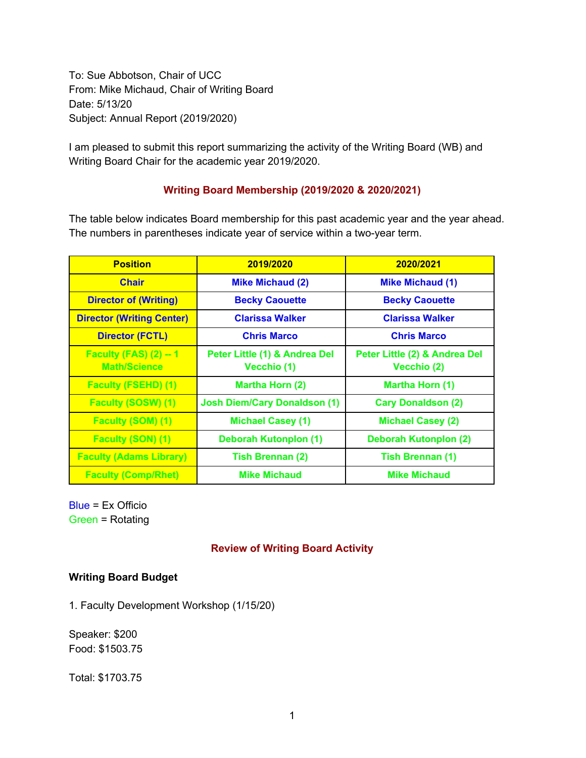To: Sue Abbotson, Chair of UCC
From: Mike Michaud, Chair of Writing Board
Date: 5/13/20
Subject: Annual Report (2019/2020)

I am pleased to submit this report summarizing the activity of the Writing Board (WB) and Writing Board Chair for the academic year 2019/2020.

## Writing Board Membership (2019/2020 & 2020/2021)

The table below indicates Board membership for this past academic year and the year ahead. The numbers in parentheses indicate year of service within a two-year term.

| Position | 2019/2020 | 2020/2021 |
|---|---|---|
| Chair | Mike Michaud (2) | Mike Michaud (1) |
| Director of (Writing) | Becky Caouette | Becky Caouette |
| Director (Writing Center) | Clarissa Walker | Clarissa Walker |
| Director (FCTL) | Chris Marco | Chris Marco |
| Faculty (FAS) (2) -- 1 Math/Science | Peter Little (1) & Andrea Del Vecchio (1) | Peter Little (2) & Andrea Del Vecchio (2) |
| Faculty (FSEHD) (1) | Martha Horn (2) | Martha Horn (1) |
| Faculty (SOSW) (1) | Josh Diem/Cary Donaldson (1) | Cary Donaldson (2) |
| Faculty (SOM) (1) | Michael Casey (1) | Michael Casey (2) |
| Faculty (SON) (1) | Deborah Kutonplon (1) | Deborah Kutonplon (2) |
| Faculty (Adams Library) | Tish Brennan (2) | Tish Brennan (1) |
| Faculty (Comp/Rhet) | Mike Michaud | Mike Michaud |

Blue = Ex Officio
Green = Rotating

## Review of Writing Board Activity

### Writing Board Budget

1. Faculty Development Workshop (1/15/20)

Speaker: $200
Food: $1503.75

Total: $1703.75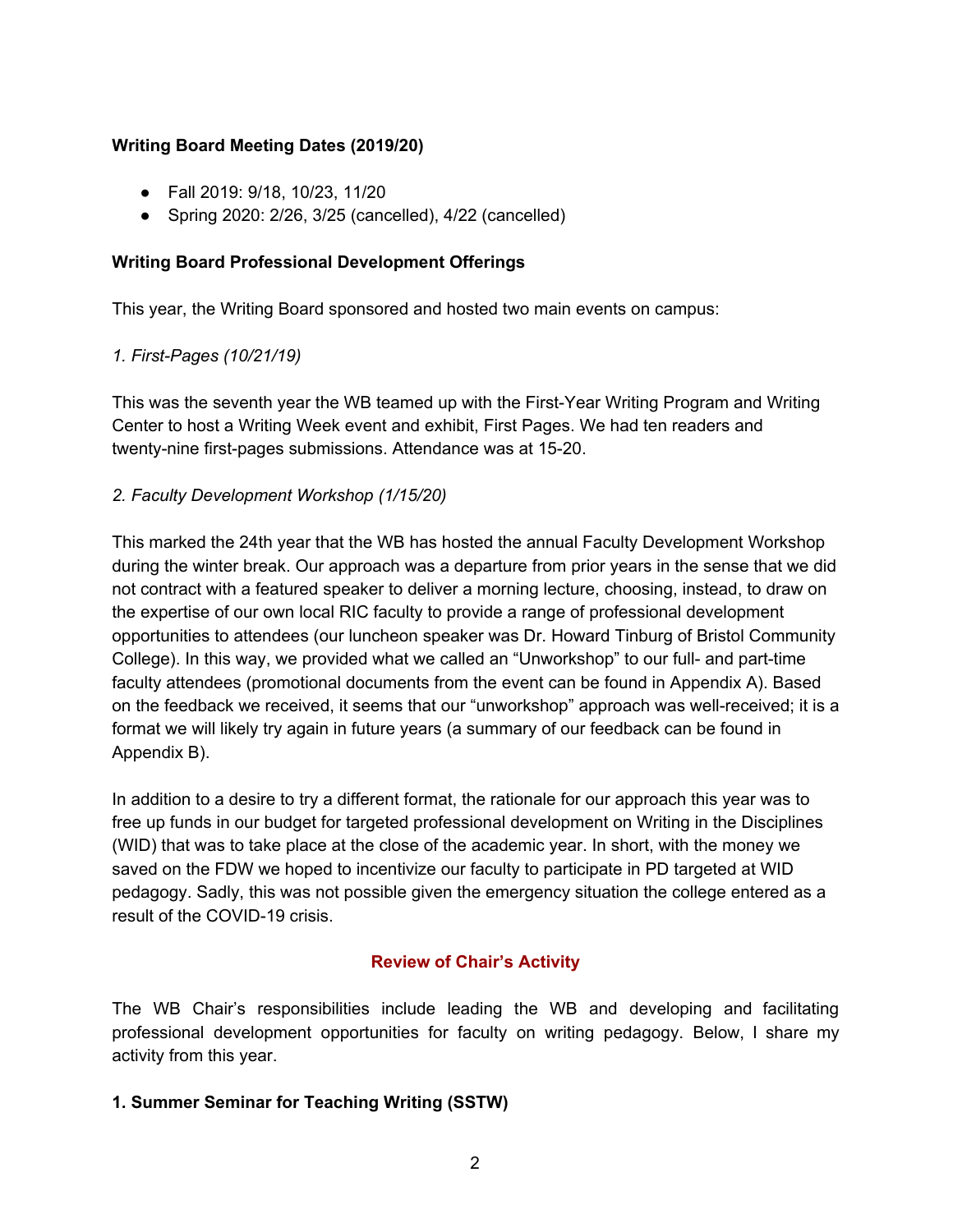**Writing Board Meeting Dates (2019/20)**

- Fall 2019: 9/18, 10/23, 11/20
- Spring 2020: 2/26, 3/25 (cancelled), 4/22 (cancelled)

**Writing Board Professional Development Offerings**

This year, the Writing Board sponsored and hosted two main events on campus:

*1. First-Pages (10/21/19)*

This was the seventh year the WB teamed up with the First-Year Writing Program and Writing Center to host a Writing Week event and exhibit, First Pages. We had ten readers and twenty-nine first-pages submissions. Attendance was at 15-20.

*2. Faculty Development Workshop (1/15/20)*

This marked the 24th year that the WB has hosted the annual Faculty Development Workshop during the winter break. Our approach was a departure from prior years in the sense that we did not contract with a featured speaker to deliver a morning lecture, choosing, instead, to draw on the expertise of our own local RIC faculty to provide a range of professional development opportunities to attendees (our luncheon speaker was Dr. Howard Tinburg of Bristol Community College). In this way, we provided what we called an "Unworkshop" to our full- and part-time faculty attendees (promotional documents from the event can be found in Appendix A). Based on the feedback we received, it seems that our "unworkshop" approach was well-received; it is a format we will likely try again in future years (a summary of our feedback can be found in Appendix B).

In addition to a desire to try a different format, the rationale for our approach this year was to free up funds in our budget for targeted professional development on Writing in the Disciplines (WID) that was to take place at the close of the academic year. In short, with the money we saved on the FDW we hoped to incentivize our faculty to participate in PD targeted at WID pedagogy. Sadly, this was not possible given the emergency situation the college entered as a result of the COVID-19 crisis.

## Review of Chair's Activity

The WB Chair's responsibilities include leading the WB and developing and facilitating professional development opportunities for faculty on writing pedagogy. Below, I share my activity from this year.

**1. Summer Seminar for Teaching Writing (SSTW)**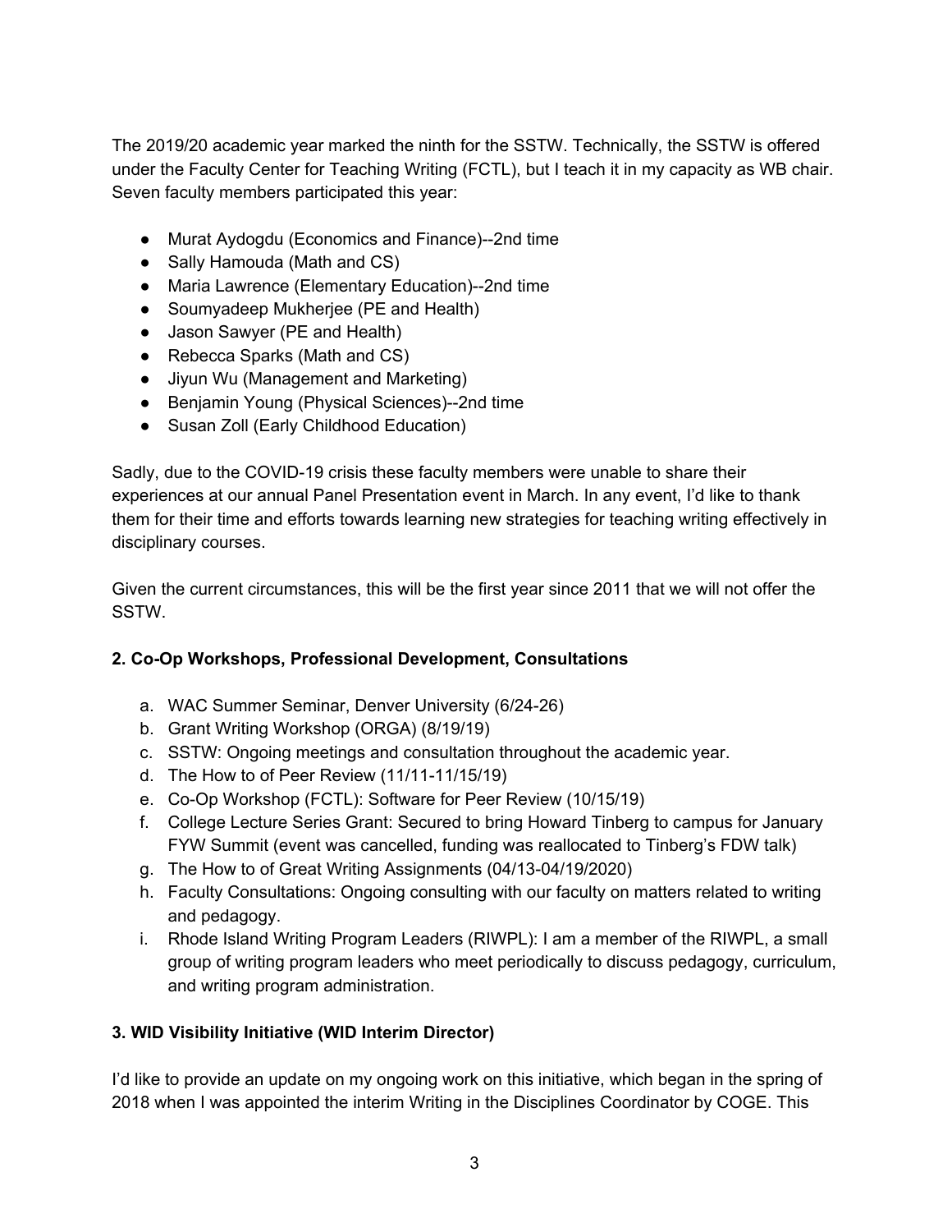The 2019/20 academic year marked the ninth for the SSTW. Technically, the SSTW is offered under the Faculty Center for Teaching Writing (FCTL), but I teach it in my capacity as WB chair. Seven faculty members participated this year:

- Murat Aydogdu (Economics and Finance)--2nd time
- Sally Hamouda (Math and CS)
- Maria Lawrence (Elementary Education)--2nd time
- Soumyadeep Mukherjee (PE and Health)
- Jason Sawyer (PE and Health)
- Rebecca Sparks (Math and CS)
- Jiyun Wu (Management and Marketing)
- Benjamin Young (Physical Sciences)--2nd time
- Susan Zoll (Early Childhood Education)

Sadly, due to the COVID-19 crisis these faculty members were unable to share their experiences at our annual Panel Presentation event in March. In any event, I'd like to thank them for their time and efforts towards learning new strategies for teaching writing effectively in disciplinary courses.

Given the current circumstances, this will be the first year since 2011 that we will not offer the SSTW.

**2. Co-Op Workshops, Professional Development, Consultations**

a. WAC Summer Seminar, Denver University (6/24-26)
b. Grant Writing Workshop (ORGA) (8/19/19)
c. SSTW: Ongoing meetings and consultation throughout the academic year.
d. The How to of Peer Review (11/11-11/15/19)
e. Co-Op Workshop (FCTL): Software for Peer Review (10/15/19)
f. College Lecture Series Grant: Secured to bring Howard Tinberg to campus for January FYW Summit (event was cancelled, funding was reallocated to Tinberg's FDW talk)
g. The How to of Great Writing Assignments (04/13-04/19/2020)
h. Faculty Consultations: Ongoing consulting with our faculty on matters related to writing and pedagogy.
i. Rhode Island Writing Program Leaders (RIWPL): I am a member of the RIWPL, a small group of writing program leaders who meet periodically to discuss pedagogy, curriculum, and writing program administration.

**3. WID Visibility Initiative (WID Interim Director)**

I'd like to provide an update on my ongoing work on this initiative, which began in the spring of 2018 when I was appointed the interim Writing in the Disciplines Coordinator by COGE. This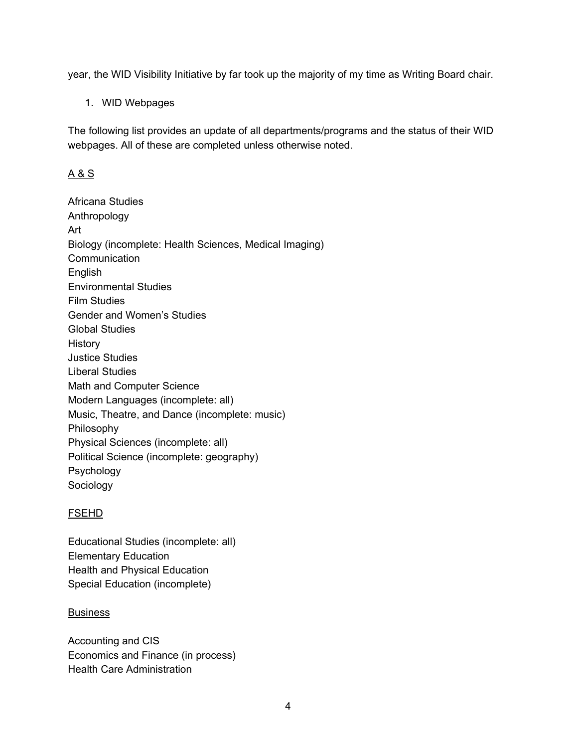year, the WID Visibility Initiative by far took up the majority of my time as Writing Board chair.

1. WID Webpages

The following list provides an update of all departments/programs and the status of their WID webpages. All of these are completed unless otherwise noted.

<u>A & S</u>

Africana Studies
Anthropology
Art
Biology (incomplete: Health Sciences, Medical Imaging)
Communication
English
Environmental Studies
Film Studies
Gender and Women's Studies
Global Studies
History
Justice Studies
Liberal Studies
Math and Computer Science
Modern Languages (incomplete: all)
Music, Theatre, and Dance (incomplete: music)
Philosophy
Physical Sciences (incomplete: all)
Political Science (incomplete: geography)
Psychology
Sociology

<u>FSEHD</u>

Educational Studies (incomplete: all)
Elementary Education
Health and Physical Education
Special Education (incomplete)

<u>Business</u>

Accounting and CIS
Economics and Finance (in process)
Health Care Administration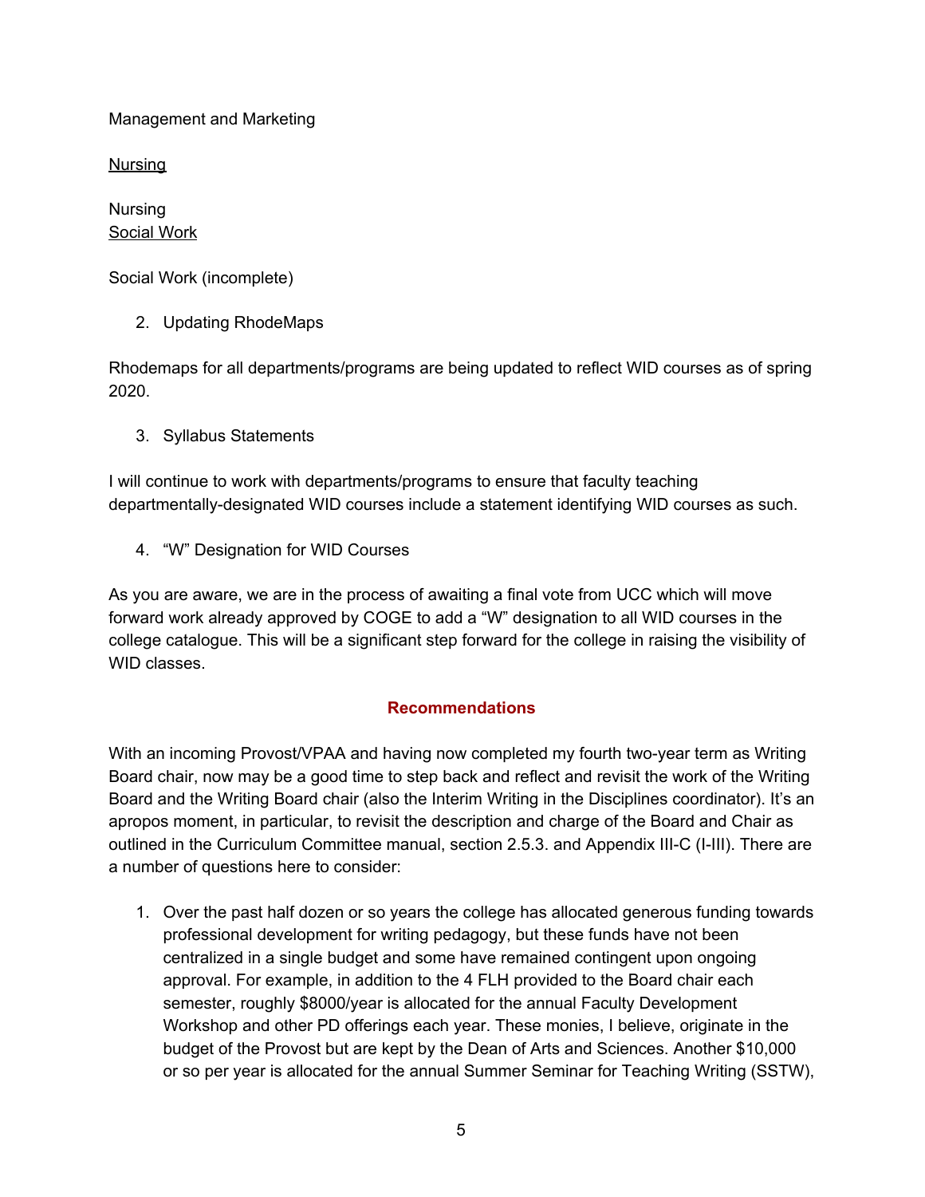Management and Marketing

<u>Nursing</u>

Nursing
<u>Social Work</u>

Social Work (incomplete)

2. Updating RhodeMaps

Rhodemaps for all departments/programs are being updated to reflect WID courses as of spring 2020.

3. Syllabus Statements

I will continue to work with departments/programs to ensure that faculty teaching departmentally-designated WID courses include a statement identifying WID courses as such.

4. "W" Designation for WID Courses

As you are aware, we are in the process of awaiting a final vote from UCC which will move forward work already approved by COGE to add a "W" designation to all WID courses in the college catalogue. This will be a significant step forward for the college in raising the visibility of WID classes.

## Recommendations

With an incoming Provost/VPAA and having now completed my fourth two-year term as Writing Board chair, now may be a good time to step back and reflect and revisit the work of the Writing Board and the Writing Board chair (also the Interim Writing in the Disciplines coordinator). It's an apropos moment, in particular, to revisit the description and charge of the Board and Chair as outlined in the Curriculum Committee manual, section 2.5.3. and Appendix III-C (I-III). There are a number of questions here to consider:

1. Over the past half dozen or so years the college has allocated generous funding towards professional development for writing pedagogy, but these funds have not been centralized in a single budget and some have remained contingent upon ongoing approval. For example, in addition to the 4 FLH provided to the Board chair each semester, roughly $8000/year is allocated for the annual Faculty Development Workshop and other PD offerings each year. These monies, I believe, originate in the budget of the Provost but are kept by the Dean of Arts and Sciences. Another $10,000 or so per year is allocated for the annual Summer Seminar for Teaching Writing (SSTW),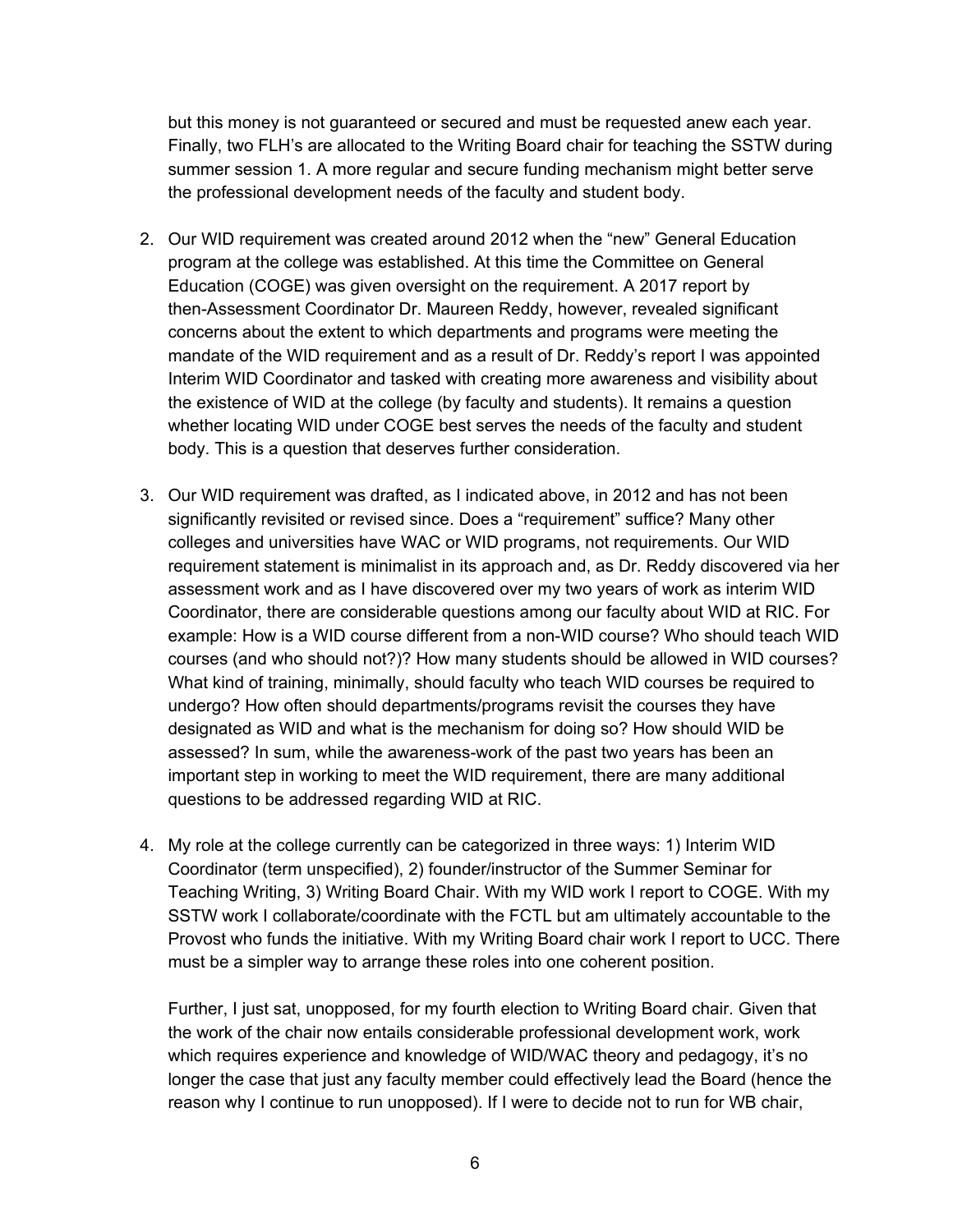but this money is not guaranteed or secured and must be requested anew each year. Finally, two FLH's are allocated to the Writing Board chair for teaching the SSTW during summer session 1. A more regular and secure funding mechanism might better serve the professional development needs of the faculty and student body.

2. Our WID requirement was created around 2012 when the "new" General Education program at the college was established. At this time the Committee on General Education (COGE) was given oversight on the requirement. A 2017 report by then-Assessment Coordinator Dr. Maureen Reddy, however, revealed significant concerns about the extent to which departments and programs were meeting the mandate of the WID requirement and as a result of Dr. Reddy's report I was appointed Interim WID Coordinator and tasked with creating more awareness and visibility about the existence of WID at the college (by faculty and students). It remains a question whether locating WID under COGE best serves the needs of the faculty and student body. This is a question that deserves further consideration.

3. Our WID requirement was drafted, as I indicated above, in 2012 and has not been significantly revisited or revised since. Does a "requirement" suffice? Many other colleges and universities have WAC or WID programs, not requirements. Our WID requirement statement is minimalist in its approach and, as Dr. Reddy discovered via her assessment work and as I have discovered over my two years of work as interim WID Coordinator, there are considerable questions among our faculty about WID at RIC. For example: How is a WID course different from a non-WID course? Who should teach WID courses (and who should not?)? How many students should be allowed in WID courses? What kind of training, minimally, should faculty who teach WID courses be required to undergo? How often should departments/programs revisit the courses they have designated as WID and what is the mechanism for doing so? How should WID be assessed? In sum, while the awareness-work of the past two years has been an important step in working to meet the WID requirement, there are many additional questions to be addressed regarding WID at RIC.

4. My role at the college currently can be categorized in three ways: 1) Interim WID Coordinator (term unspecified), 2) founder/instructor of the Summer Seminar for Teaching Writing, 3) Writing Board Chair. With my WID work I report to COGE. With my SSTW work I collaborate/coordinate with the FCTL but am ultimately accountable to the Provost who funds the initiative. With my Writing Board chair work I report to UCC. There must be a simpler way to arrange these roles into one coherent position.

   Further, I just sat, unopposed, for my fourth election to Writing Board chair. Given that the work of the chair now entails considerable professional development work, work which requires experience and knowledge of WID/WAC theory and pedagogy, it's no longer the case that just any faculty member could effectively lead the Board (hence the reason why I continue to run unopposed). If I were to decide not to run for WB chair,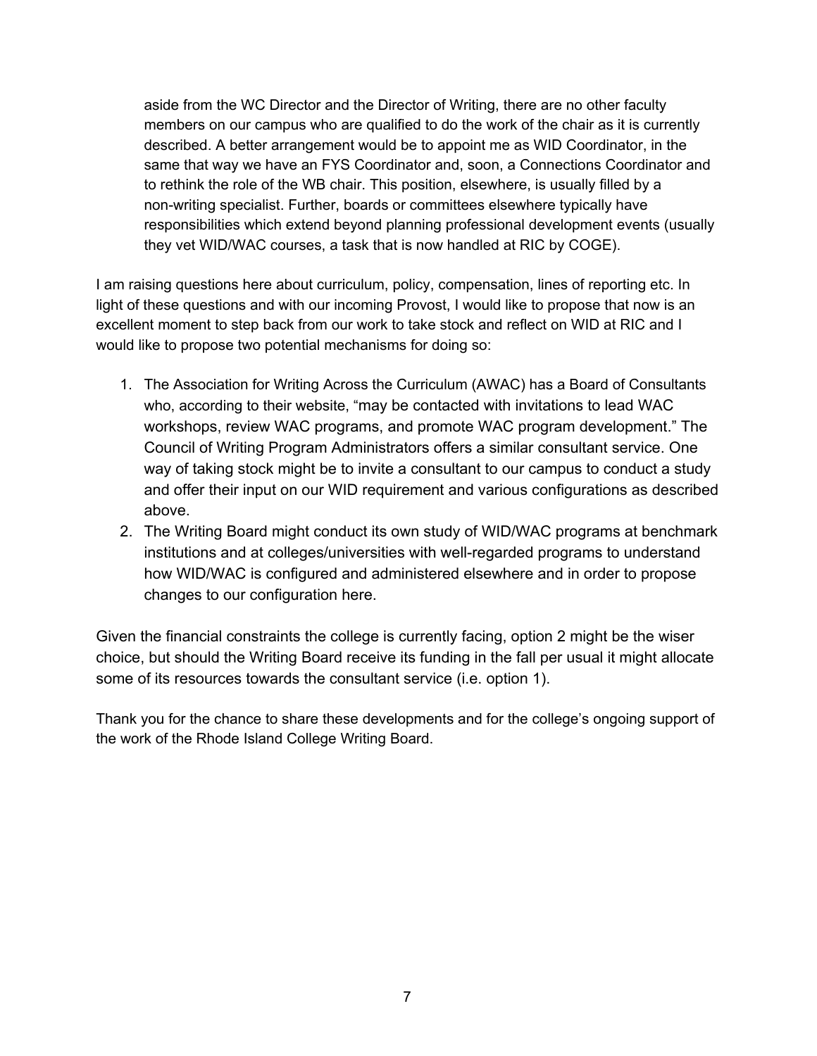aside from the WC Director and the Director of Writing, there are no other faculty members on our campus who are qualified to do the work of the chair as it is currently described. A better arrangement would be to appoint me as WID Coordinator, in the same that way we have an FYS Coordinator and, soon, a Connections Coordinator and to rethink the role of the WB chair. This position, elsewhere, is usually filled by a non-writing specialist. Further, boards or committees elsewhere typically have responsibilities which extend beyond planning professional development events (usually they vet WID/WAC courses, a task that is now handled at RIC by COGE).

I am raising questions here about curriculum, policy, compensation, lines of reporting etc. In light of these questions and with our incoming Provost, I would like to propose that now is an excellent moment to step back from our work to take stock and reflect on WID at RIC and I would like to propose two potential mechanisms for doing so:

1. The Association for Writing Across the Curriculum (AWAC) has a Board of Consultants who, according to their website, "may be contacted with invitations to lead WAC workshops, review WAC programs, and promote WAC program development." The Council of Writing Program Administrators offers a similar consultant service. One way of taking stock might be to invite a consultant to our campus to conduct a study and offer their input on our WID requirement and various configurations as described above.
2. The Writing Board might conduct its own study of WID/WAC programs at benchmark institutions and at colleges/universities with well-regarded programs to understand how WID/WAC is configured and administered elsewhere and in order to propose changes to our configuration here.

Given the financial constraints the college is currently facing, option 2 might be the wiser choice, but should the Writing Board receive its funding in the fall per usual it might allocate some of its resources towards the consultant service (i.e. option 1).

Thank you for the chance to share these developments and for the college's ongoing support of the work of the Rhode Island College Writing Board.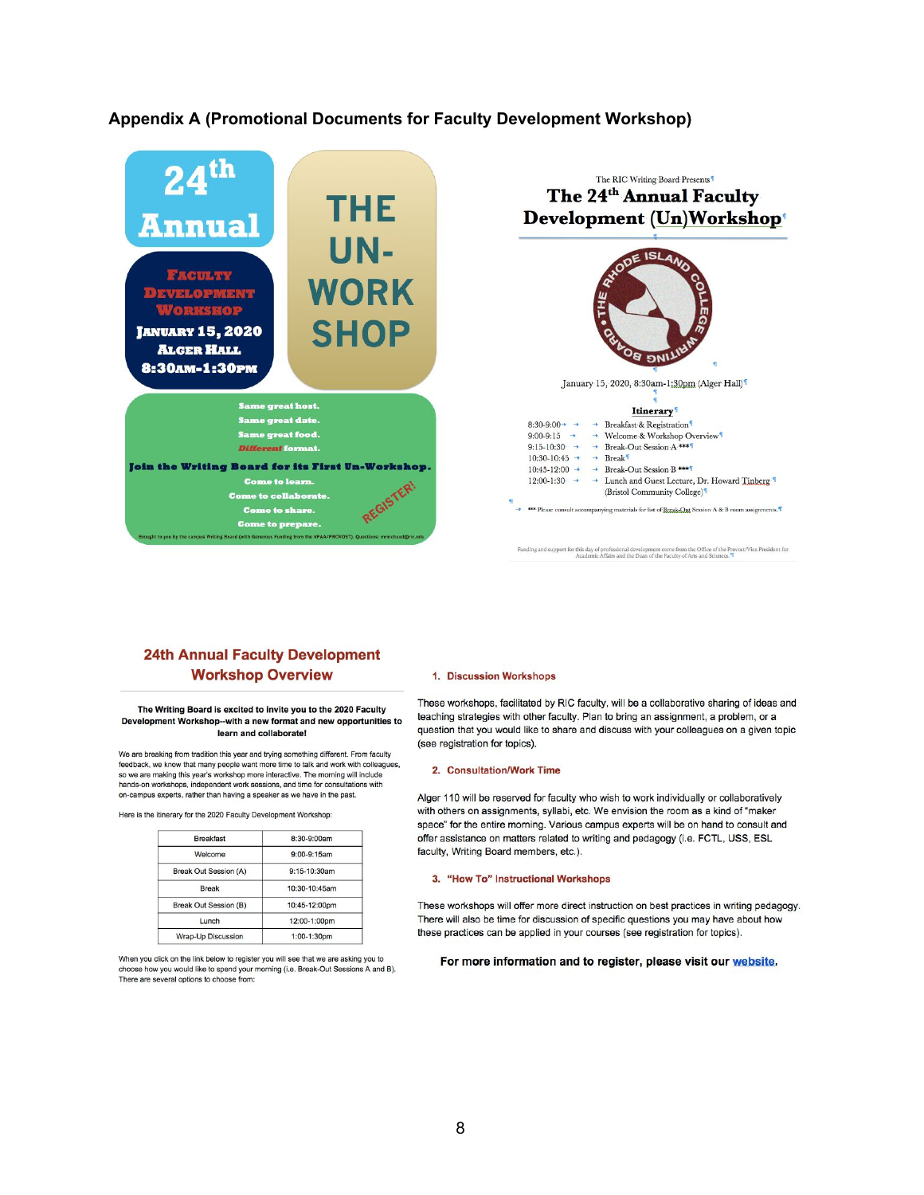# Appendix A (Promotional Documents for Faculty Development Workshop)

**24th Annual**

**Faculty Development Workshop**

**January 15, 2020**
**Alger Hall**
**8:30am-1:30pm**

**THE UN-WORK SHOP**

Same great host.
Same great date.
Same great food.
Different format.

**Join the Writing Board for its First Un-Workshop.**

Come to learn.
Come to collaborate.
Come to share.
Come to prepare.

REGISTER!

Brought to you by the campus Writing Board (with Generous Funding from the VPAA/PROVOST). Questions: mmichaud@ric.edu

---

The RIC Writing Board Presents

## The 24th Annual Faculty Development (Un)Workshop

THE RHODE ISLAND COLLEGE WRITING BOARD

January 15, 2020, 8:30am-1:30pm (Alger Hall)

**Itinerary**

| | |
|---|---|
| 8:30-9:00 | Breakfast & Registration |
| 9:00-9:15 | Welcome & Workshop Overview |
| 9:15-10:30 | Break-Out Session A *** |
| 10:30-10:45 | Break |
| 10:45-12:00 | Break-Out Session B *** |
| 12:00-1:30 | Lunch and Guest Lecture, Dr. Howard Tinberg (Bristol Community College) |

*** Please consult accompanying materials for list of Break-Out Session A & B room assignments.

Funding and support for this day of professional development come from the Office of the Provost/Vice President for Academic Affairs and the Dean of the Faculty of Arts and Sciences.

---

## 24th Annual Faculty Development Workshop Overview

**The Writing Board is excited to invite you to the 2020 Faculty Development Workshop--with a new format and new opportunities to learn and collaborate!**

We are breaking from tradition this year and trying something different. From faculty feedback, we know that many people want more time to talk and work with colleagues, so we are making this year's workshop more interactive. The morning will include hands-on workshops, independent work sessions, and time for consultations with on-campus experts, rather than having a speaker as we have in the past.

Here is the itinerary for the 2020 Faculty Development Workshop:

| Breakfast | 8:30-9:00am |
|---|---|
| Welcome | 9:00-9:15am |
| Break Out Session (A) | 9:15-10:30am |
| Break | 10:30-10:45am |
| Break Out Session (B) | 10:45-12:00pm |
| Lunch | 12:00-1:00pm |
| Wrap-Up Discussion | 1:00-1:30pm |

When you click on the link below to register you will see that we are asking you to choose how you would like to spend your morning (i.e. Break-Out Sessions A and B). There are several options to choose from:

### 1. Discussion Workshops

These workshops, facilitated by RIC faculty, will be a collaborative sharing of ideas and teaching strategies with other faculty. Plan to bring an assignment, a problem, or a question that you would like to share and discuss with your colleagues on a given topic (see registration for topics).

### 2. Consultation/Work Time

Alger 110 will be reserved for faculty who wish to work individually or collaboratively with others on assignments, syllabi, etc. We envision the room as a kind of "maker space" for the entire morning. Various campus experts will be on hand to consult and offer assistance on matters related to writing and pedagogy (i.e. FCTL, USS, ESL faculty, Writing Board members, etc.).

### 3. "How To" Instructional Workshops

These workshops will offer more direct instruction on best practices in writing pedagogy. There will also be time for discussion of specific questions you may have about how these practices can be applied in your courses (see registration for topics).

**For more information and to register, please visit our website.**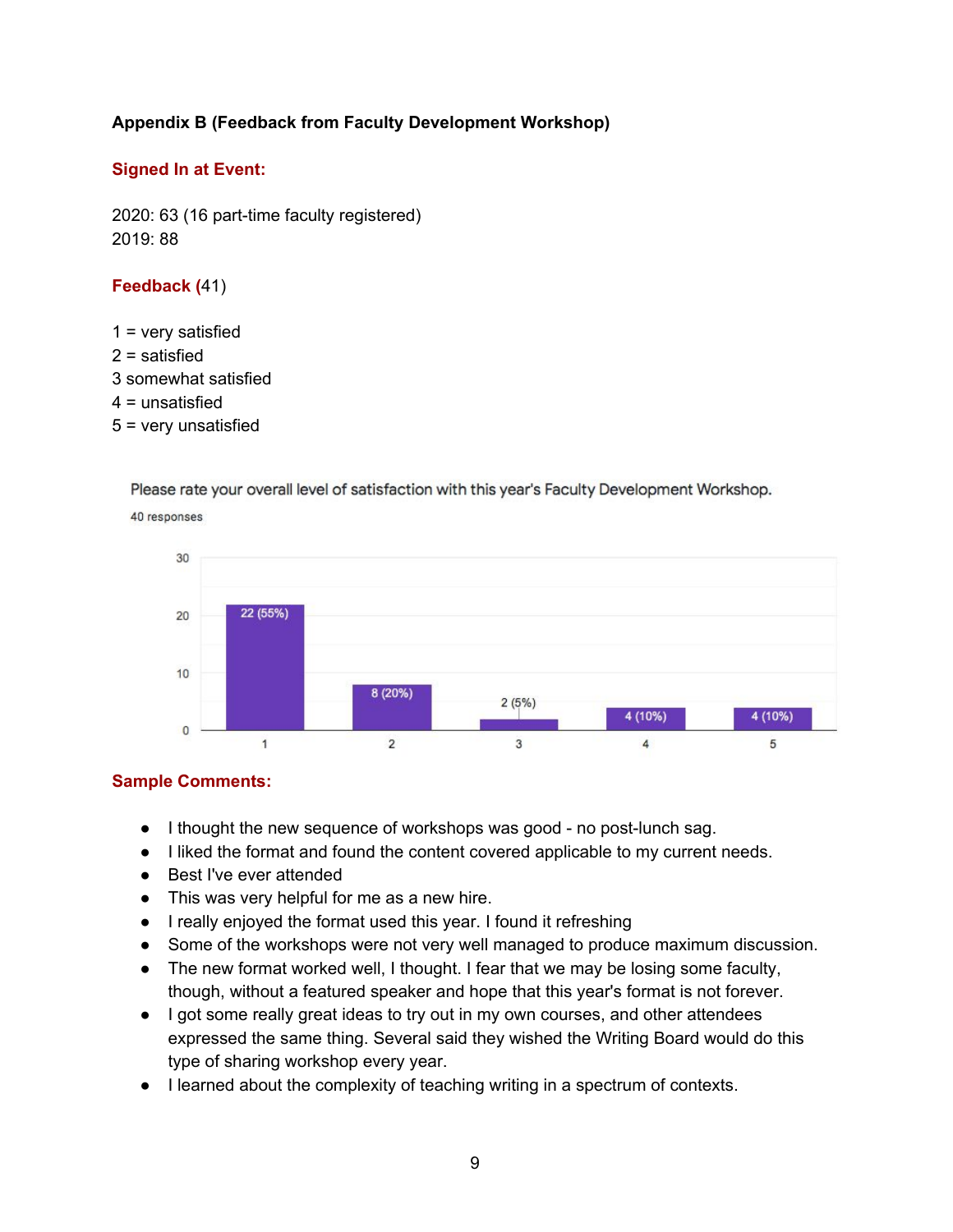**Appendix B (Feedback from Faculty Development Workshop)**

**Signed In at Event:**

2020: 63 (16 part-time faculty registered)
2019: 88

**Feedback** (41)

1 = very satisfied
2 = satisfied
3 somewhat satisfied
4 = unsatisfied
5 = very unsatisfied

Please rate your overall level of satisfaction with this year's Faculty Development Workshop.

40 responses

| Rating | Responses |
|---|---|
| 1 | 22 (55%) |
| 2 | 8 (20%) |
| 3 | 2 (5%) |
| 4 | 4 (10%) |
| 5 | 4 (10%) |

**Sample Comments:**

- I thought the new sequence of workshops was good - no post-lunch sag.
- I liked the format and found the content covered applicable to my current needs.
- Best I've ever attended
- This was very helpful for me as a new hire.
- I really enjoyed the format used this year. I found it refreshing
- Some of the workshops were not very well managed to produce maximum discussion.
- The new format worked well, I thought. I fear that we may be losing some faculty, though, without a featured speaker and hope that this year's format is not forever.
- I got some really great ideas to try out in my own courses, and other attendees expressed the same thing. Several said they wished the Writing Board would do this type of sharing workshop every year.
- I learned about the complexity of teaching writing in a spectrum of contexts.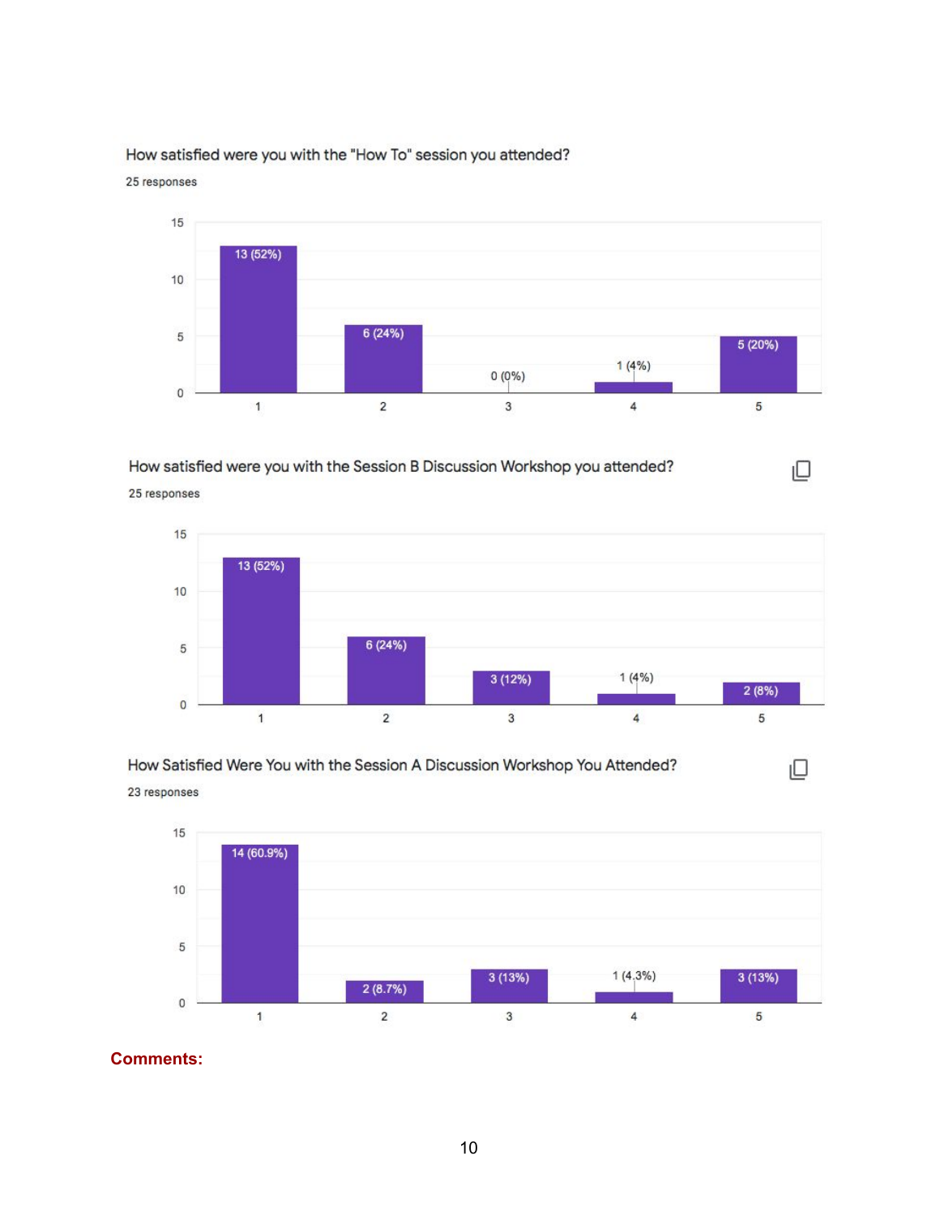How satisfied were you with the "How To" session you attended?

25 responses

| Rating | Responses |
|---|---|
| 1 | 13 (52%) |
| 2 | 6 (24%) |
| 3 | 0 (0%) |
| 4 | 1 (4%) |
| 5 | 5 (20%) |

How satisfied were you with the Session B Discussion Workshop you attended?

25 responses

| Rating | Responses |
|---|---|
| 1 | 13 (52%) |
| 2 | 6 (24%) |
| 3 | 3 (12%) |
| 4 | 1 (4%) |
| 5 | 2 (8%) |

How Satisfied Were You with the Session A Discussion Workshop You Attended?

23 responses

| Rating | Responses |
|---|---|
| 1 | 14 (60.9%) |
| 2 | 2 (8.7%) |
| 3 | 3 (13%) |
| 4 | 1 (4.3%) |
| 5 | 3 (13%) |

**Comments:**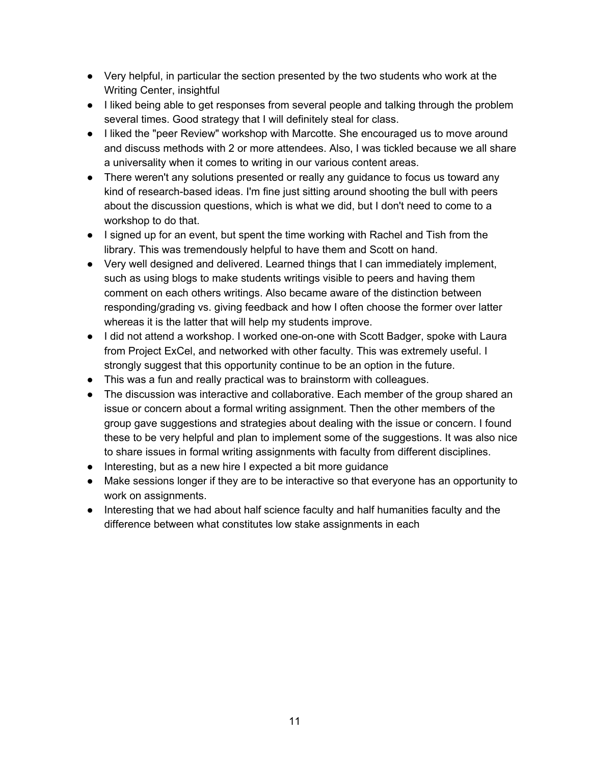- Very helpful, in particular the section presented by the two students who work at the Writing Center, insightful
- I liked being able to get responses from several people and talking through the problem several times. Good strategy that I will definitely steal for class.
- I liked the "peer Review" workshop with Marcotte. She encouraged us to move around and discuss methods with 2 or more attendees. Also, I was tickled because we all share a universality when it comes to writing in our various content areas.
- There weren't any solutions presented or really any guidance to focus us toward any kind of research-based ideas. I'm fine just sitting around shooting the bull with peers about the discussion questions, which is what we did, but I don't need to come to a workshop to do that.
- I signed up for an event, but spent the time working with Rachel and Tish from the library. This was tremendously helpful to have them and Scott on hand.
- Very well designed and delivered. Learned things that I can immediately implement, such as using blogs to make students writings visible to peers and having them comment on each others writings. Also became aware of the distinction between responding/grading vs. giving feedback and how I often choose the former over latter whereas it is the latter that will help my students improve.
- I did not attend a workshop. I worked one-on-one with Scott Badger, spoke with Laura from Project ExCel, and networked with other faculty. This was extremely useful. I strongly suggest that this opportunity continue to be an option in the future.
- This was a fun and really practical was to brainstorm with colleagues.
- The discussion was interactive and collaborative. Each member of the group shared an issue or concern about a formal writing assignment. Then the other members of the group gave suggestions and strategies about dealing with the issue or concern. I found these to be very helpful and plan to implement some of the suggestions. It was also nice to share issues in formal writing assignments with faculty from different disciplines.
- Interesting, but as a new hire I expected a bit more guidance
- Make sessions longer if they are to be interactive so that everyone has an opportunity to work on assignments.
- Interesting that we had about half science faculty and half humanities faculty and the difference between what constitutes low stake assignments in each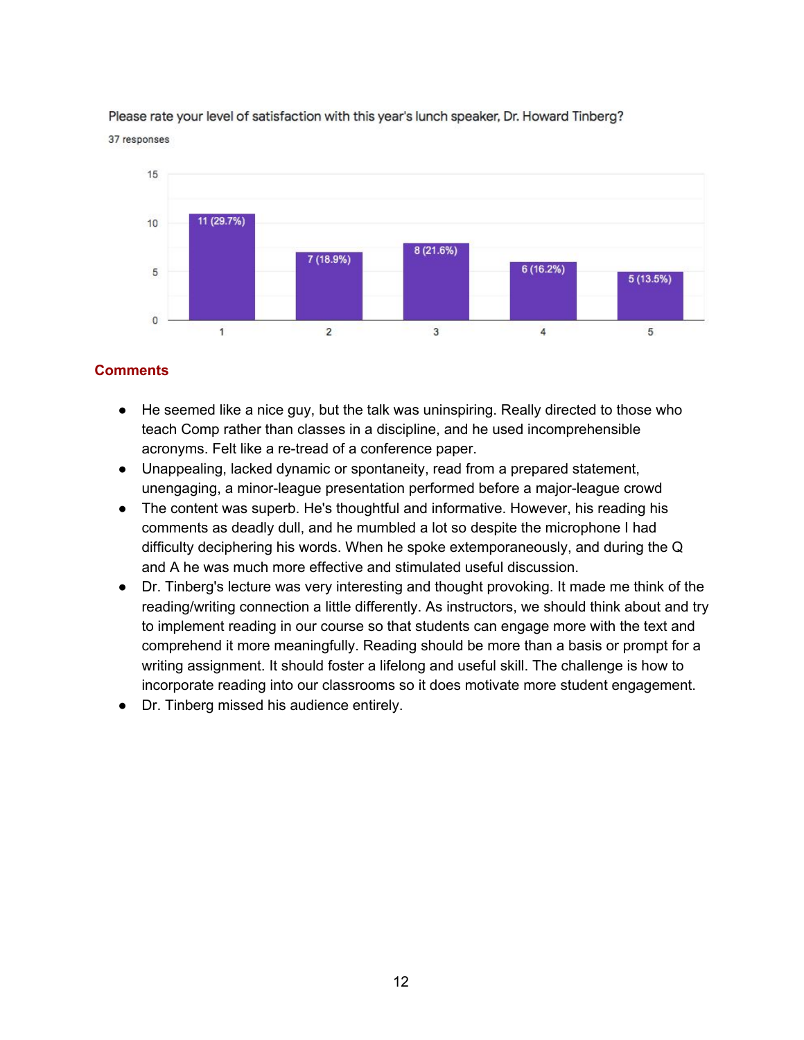Please rate your level of satisfaction with this year's lunch speaker, Dr. Howard Tinberg?

37 responses

| Rating | Responses |
|---|---|
| 1 | 11 (29.7%) |
| 2 | 7 (18.9%) |
| 3 | 8 (21.6%) |
| 4 | 6 (16.2%) |
| 5 | 5 (13.5%) |

## Comments

- He seemed like a nice guy, but the talk was uninspiring. Really directed to those who teach Comp rather than classes in a discipline, and he used incomprehensible acronyms. Felt like a re-tread of a conference paper.
- Unappealing, lacked dynamic or spontaneity, read from a prepared statement, unengaging, a minor-league presentation performed before a major-league crowd
- The content was superb. He's thoughtful and informative. However, his reading his comments as deadly dull, and he mumbled a lot so despite the microphone I had difficulty deciphering his words. When he spoke extemporaneously, and during the Q and A he was much more effective and stimulated useful discussion.
- Dr. Tinberg's lecture was very interesting and thought provoking. It made me think of the reading/writing connection a little differently. As instructors, we should think about and try to implement reading in our course so that students can engage more with the text and comprehend it more meaningfully. Reading should be more than a basis or prompt for a writing assignment. It should foster a lifelong and useful skill. The challenge is how to incorporate reading into our classrooms so it does motivate more student engagement.
- Dr. Tinberg missed his audience entirely.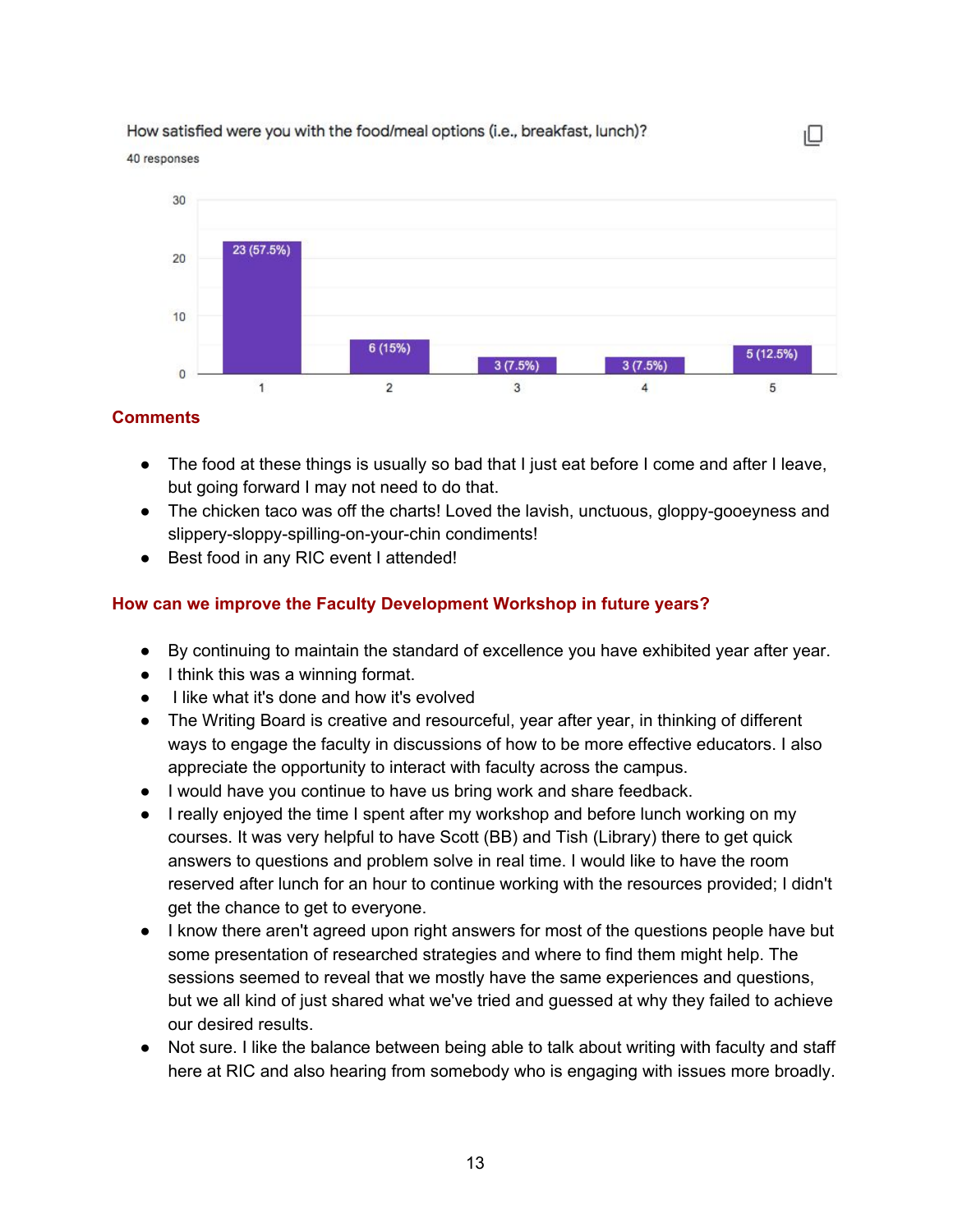How satisfied were you with the food/meal options (i.e., breakfast, lunch)?

40 responses

| Rating | Responses |
|---|---|
| 1 | 23 (57.5%) |
| 2 | 6 (15%) |
| 3 | 3 (7.5%) |
| 4 | 3 (7.5%) |
| 5 | 5 (12.5%) |

### Comments

- The food at these things is usually so bad that I just eat before I come and after I leave, but going forward I may not need to do that.
- The chicken taco was off the charts! Loved the lavish, unctuous, gloppy-gooeyness and slippery-sloppy-spilling-on-your-chin condiments!
- Best food in any RIC event I attended!

### How can we improve the Faculty Development Workshop in future years?

- By continuing to maintain the standard of excellence you have exhibited year after year.
- I think this was a winning format.
- I like what it's done and how it's evolved
- The Writing Board is creative and resourceful, year after year, in thinking of different ways to engage the faculty in discussions of how to be more effective educators. I also appreciate the opportunity to interact with faculty across the campus.
- I would have you continue to have us bring work and share feedback.
- I really enjoyed the time I spent after my workshop and before lunch working on my courses. It was very helpful to have Scott (BB) and Tish (Library) there to get quick answers to questions and problem solve in real time. I would like to have the room reserved after lunch for an hour to continue working with the resources provided; I didn't get the chance to get to everyone.
- I know there aren't agreed upon right answers for most of the questions people have but some presentation of researched strategies and where to find them might help. The sessions seemed to reveal that we mostly have the same experiences and questions, but we all kind of just shared what we've tried and guessed at why they failed to achieve our desired results.
- Not sure. I like the balance between being able to talk about writing with faculty and staff here at RIC and also hearing from somebody who is engaging with issues more broadly.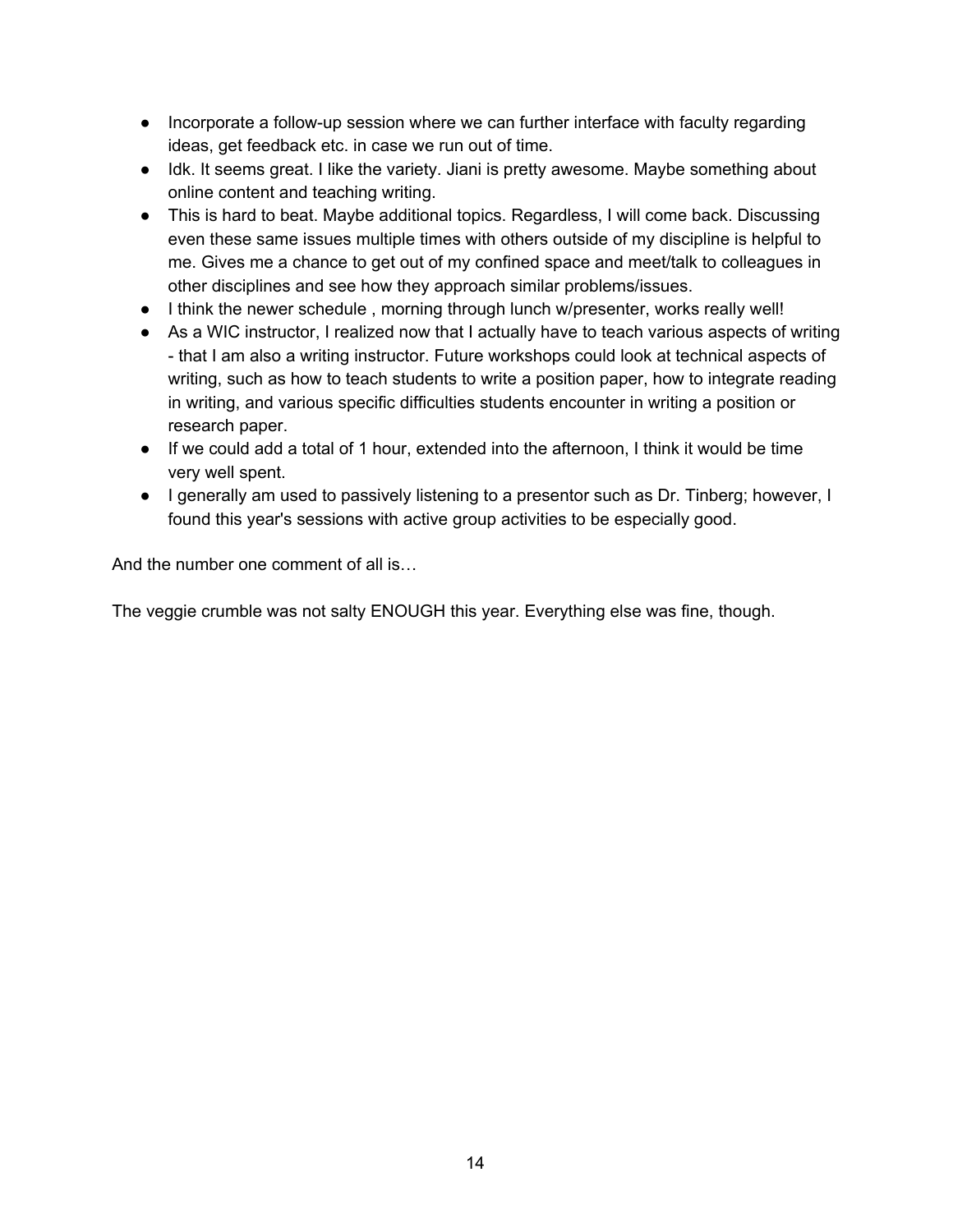- Incorporate a follow-up session where we can further interface with faculty regarding ideas, get feedback etc. in case we run out of time.
- Idk. It seems great. I like the variety. Jiani is pretty awesome. Maybe something about online content and teaching writing.
- This is hard to beat. Maybe additional topics. Regardless, I will come back. Discussing even these same issues multiple times with others outside of my discipline is helpful to me. Gives me a chance to get out of my confined space and meet/talk to colleagues in other disciplines and see how they approach similar problems/issues.
- I think the newer schedule , morning through lunch w/presenter, works really well!
- As a WIC instructor, I realized now that I actually have to teach various aspects of writing - that I am also a writing instructor. Future workshops could look at technical aspects of writing, such as how to teach students to write a position paper, how to integrate reading in writing, and various specific difficulties students encounter in writing a position or research paper.
- If we could add a total of 1 hour, extended into the afternoon, I think it would be time very well spent.
- I generally am used to passively listening to a presentor such as Dr. Tinberg; however, I found this year's sessions with active group activities to be especially good.

And the number one comment of all is…

The veggie crumble was not salty ENOUGH this year. Everything else was fine, though.